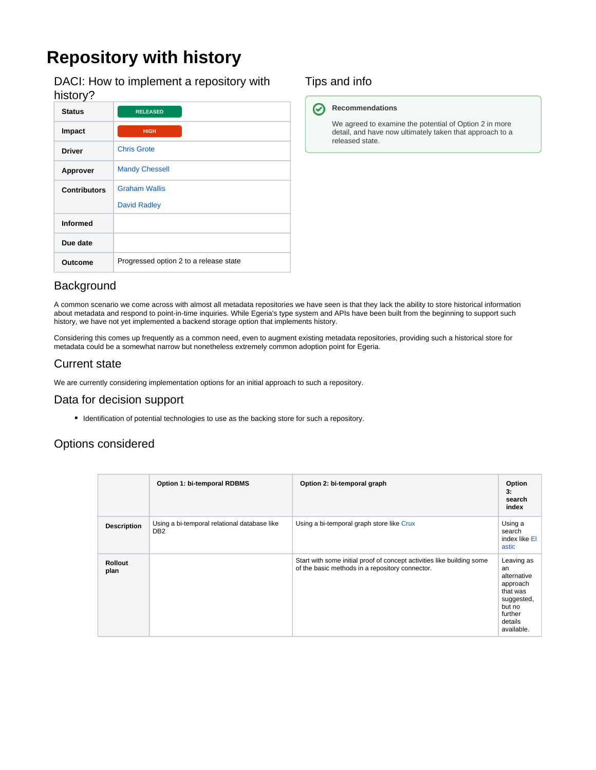# Repository with history

## DACI: How to implement a repository with history?

| | |
|---|---|
| **Status** | RELEASED |
| **Impact** | HIGH |
| **Driver** | Chris Grote |
| **Approver** | Mandy Chessell |
| **Contributors** | Graham Wallis<br>David Radley |
| **Informed** | |
| **Due date** | |
| **Outcome** | Progressed option 2 to a release state |

## Tips and info

**Recommendations**

We agreed to examine the potential of Option 2 in more detail, and have now ultimately taken that approach to a released state.

## Background

A common scenario we come across with almost all metadata repositories we have seen is that they lack the ability to store historical information about metadata and respond to point-in-time inquiries. While Egeria's type system and APIs have been built from the beginning to support such history, we have not yet implemented a backend storage option that implements history.

Considering this comes up frequently as a common need, even to augment existing metadata repositories, providing such a historical store for metadata could be a somewhat narrow but nonetheless extremely common adoption point for Egeria.

## Current state

We are currently considering implementation options for an initial approach to such a repository.

## Data for decision support

- Identification of potential technologies to use as the backing store for such a repository.

## Options considered

| | Option 1: bi-temporal RDBMS | Option 2: bi-temporal graph | Option 3: search index |
|---|---|---|---|
| **Description** | Using a bi-temporal relational database like DB2 | Using a bi-temporal graph store like Crux | Using a search index like Elastic |
| **Rollout plan** | | Start with some initial proof of concept activities like building some of the basic methods in a repository connector. | Leaving as an alternative approach that was suggested, but no further details available. |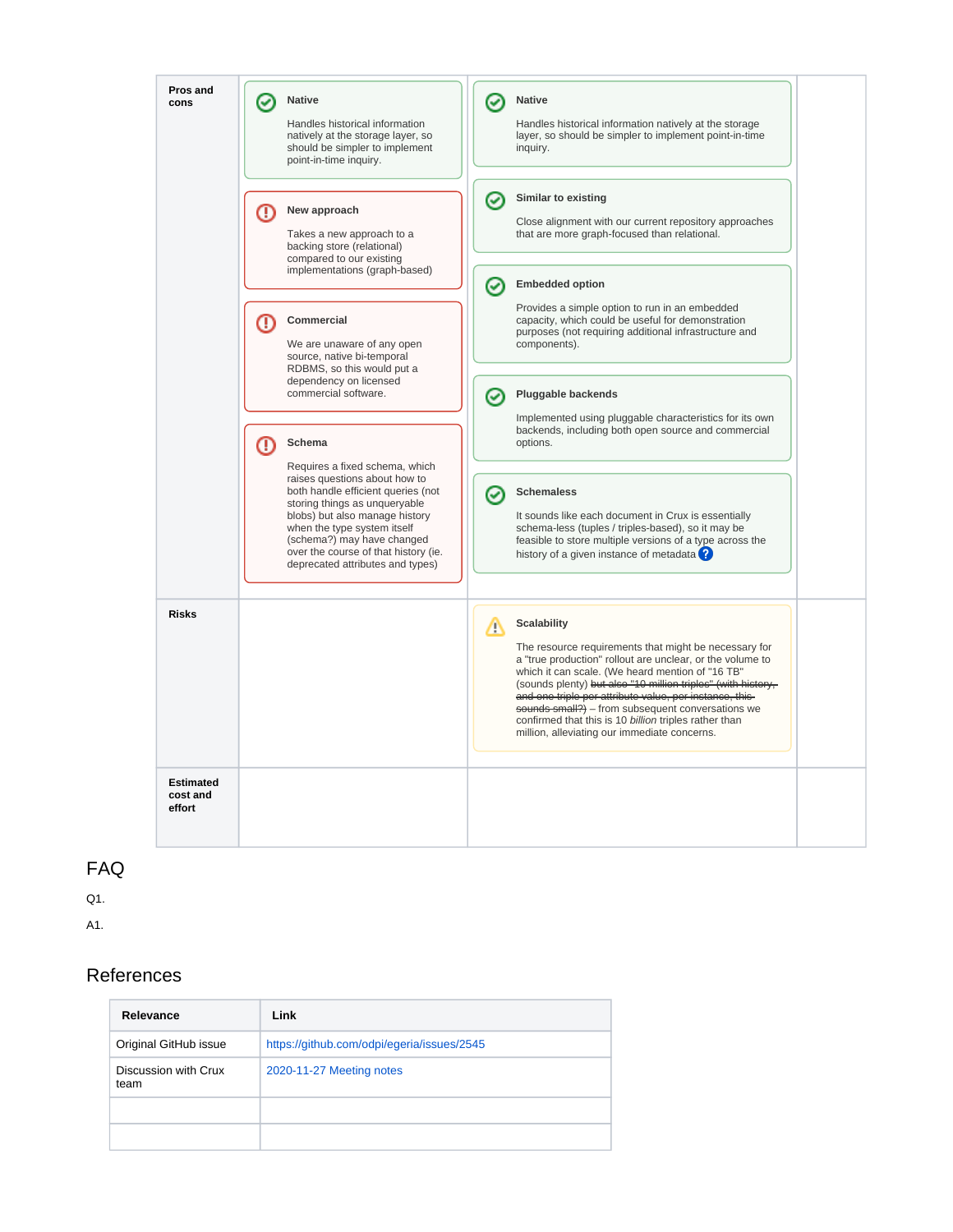| | | | |
|---|---|---|---|
| **Pros and cons** | **Native**<br>Handles historical information natively at the storage layer, so should be simpler to implement point-in-time inquiry.<br><br>**New approach**<br>Takes a new approach to a backing store (relational) compared to our existing implementations (graph-based)<br><br>**Commercial**<br>We are unaware of any open source, native bi-temporal RDBMS, so this would put a dependency on licensed commercial software.<br><br>**Schema**<br>Requires a fixed schema, which raises questions about how to both handle efficient queries (not storing things as unqueryable blobs) but also manage history when the type system itself (schema?) may have changed over the course of that history (ie. deprecated attributes and types) | **Native**<br>Handles historical information natively at the storage layer, so should be simpler to implement point-in-time inquiry.<br><br>**Similar to existing**<br>Close alignment with our current repository approaches that are more graph-focused than relational.<br><br>**Embedded option**<br>Provides a simple option to run in an embedded capacity, which could be useful for demonstration purposes (not requiring additional infrastructure and components).<br><br>**Pluggable backends**<br>Implemented using pluggable characteristics for its own backends, including both open source and commercial options.<br><br>**Schemaless**<br>It sounds like each document in Crux is essentially schema-less (tuples / triples-based), so it may be feasible to store multiple versions of a type across the history of a given instance of metadata ? | |
| **Risks** | | **Scalability**<br>The resource requirements that might be necessary for a "true production" rollout are unclear, or the volume to which it can scale. (We heard mention of "16 TB" (sounds plenty) ~~but also "10 million triples" (with history, and one triple per attribute value, per instance, this sounds small?)~~ – from subsequent conversations we confirmed that this is 10 *billion* triples rather than million, alleviating our immediate concerns. | |
| **Estimated cost and effort** | | | |

# FAQ

Q1.

A1.

# References

| Relevance | Link |
|---|---|
| Original GitHub issue | https://github.com/odpi/egeria/issues/2545 |
| Discussion with Crux team | 2020-11-27 Meeting notes |
| | |
| | |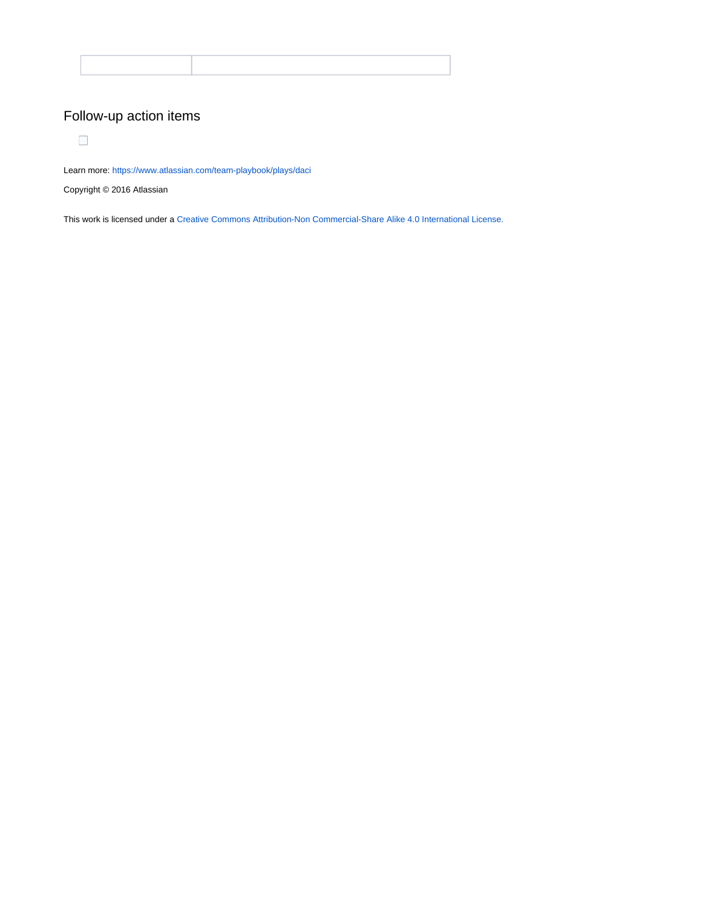| | |
|---|---|
| | |

## Follow-up action items

- [ ] 

Learn more: https://www.atlassian.com/team-playbook/plays/daci

Copyright © 2016 Atlassian

This work is licensed under a Creative Commons Attribution-Non Commercial-Share Alike 4.0 International License.